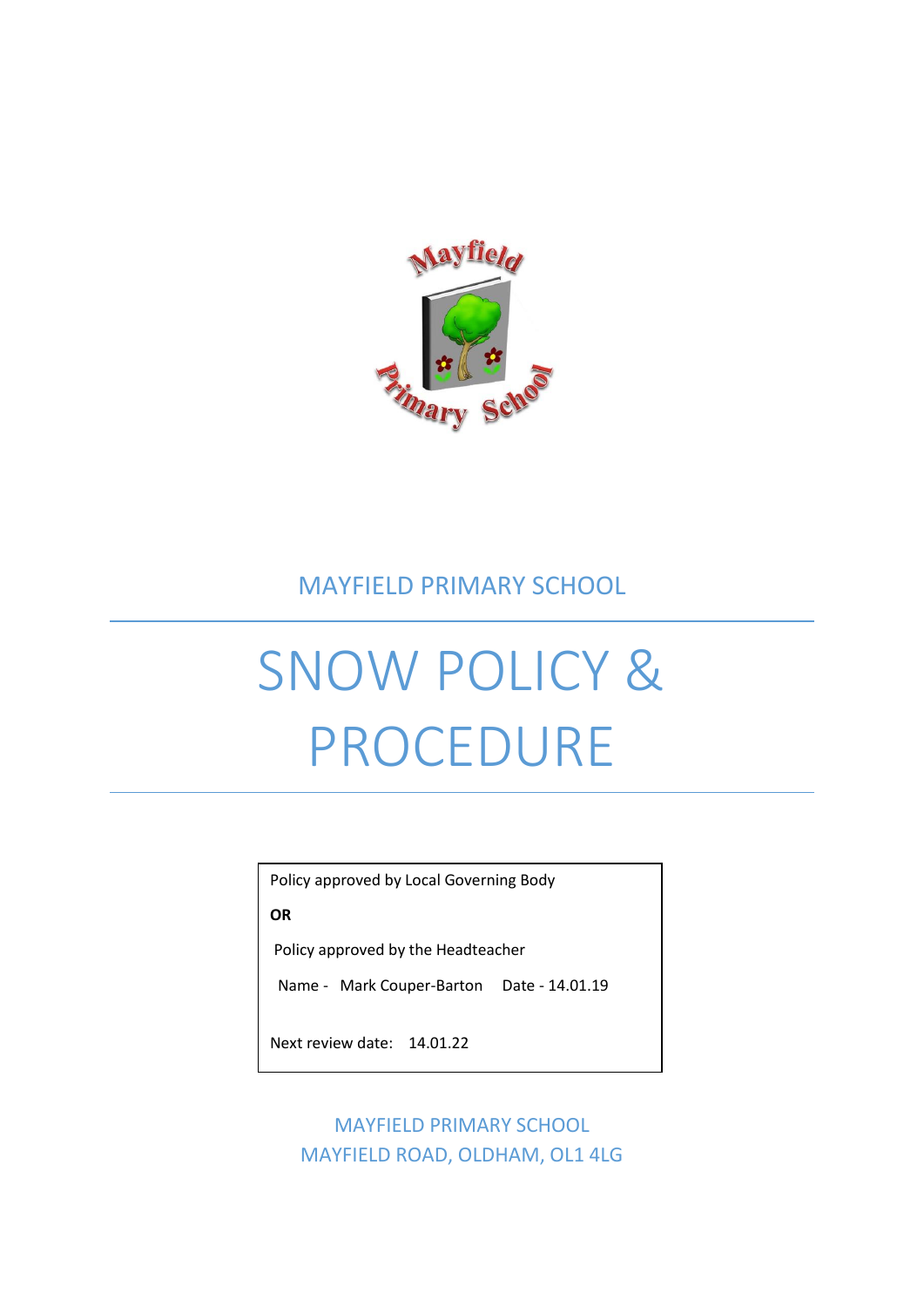MAYFIELD PRIMARY SCHOOL

# SNOW POLICY & PROCEDURE

Policy approved by Local Governing Body

**OR**

Policy approved by the Headteacher

Name - Mark Couper-Barton Date - 14.01.19

Next review date: 14.01.22

MAYFIELD PRIMARY SCHOOL
MAYFIELD ROAD, OLDHAM, OL1 4LG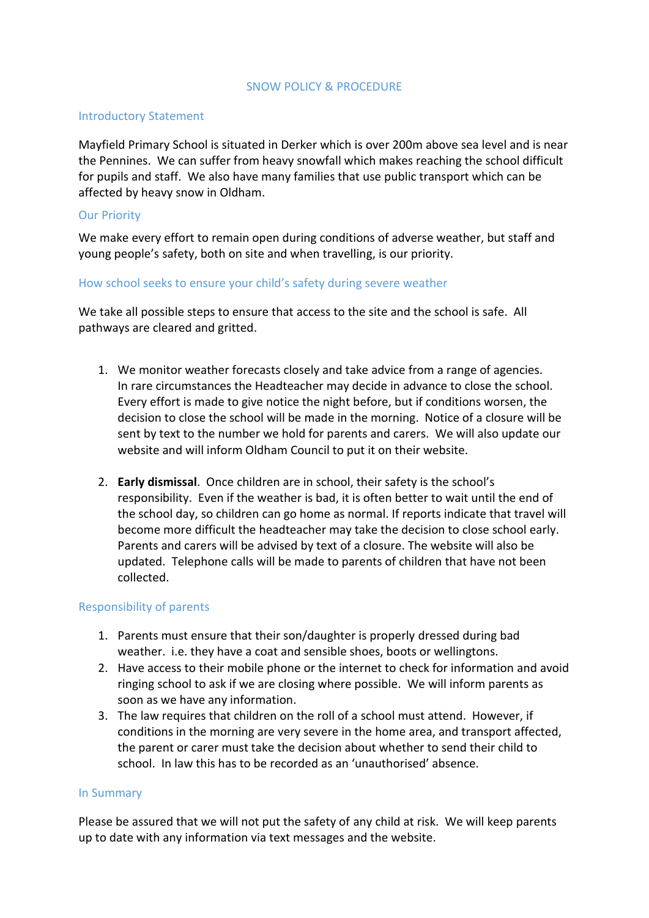# SNOW POLICY & PROCEDURE

## Introductory Statement

Mayfield Primary School is situated in Derker which is over 200m above sea level and is near the Pennines. We can suffer from heavy snowfall which makes reaching the school difficult for pupils and staff. We also have many families that use public transport which can be affected by heavy snow in Oldham.

## Our Priority

We make every effort to remain open during conditions of adverse weather, but staff and young people's safety, both on site and when travelling, is our priority.

## How school seeks to ensure your child's safety during severe weather

We take all possible steps to ensure that access to the site and the school is safe. All pathways are cleared and gritted.

1. We monitor weather forecasts closely and take advice from a range of agencies. In rare circumstances the Headteacher may decide in advance to close the school. Every effort is made to give notice the night before, but if conditions worsen, the decision to close the school will be made in the morning. Notice of a closure will be sent by text to the number we hold for parents and carers. We will also update our website and will inform Oldham Council to put it on their website.

2. **Early dismissal**. Once children are in school, their safety is the school's responsibility. Even if the weather is bad, it is often better to wait until the end of the school day, so children can go home as normal. If reports indicate that travel will become more difficult the headteacher may take the decision to close school early. Parents and carers will be advised by text of a closure. The website will also be updated. Telephone calls will be made to parents of children that have not been collected.

## Responsibility of parents

1. Parents must ensure that their son/daughter is properly dressed during bad weather. i.e. they have a coat and sensible shoes, boots or wellingtons.
2. Have access to their mobile phone or the internet to check for information and avoid ringing school to ask if we are closing where possible. We will inform parents as soon as we have any information.
3. The law requires that children on the roll of a school must attend. However, if conditions in the morning are very severe in the home area, and transport affected, the parent or carer must take the decision about whether to send their child to school. In law this has to be recorded as an 'unauthorised' absence.

## In Summary

Please be assured that we will not put the safety of any child at risk. We will keep parents up to date with any information via text messages and the website.